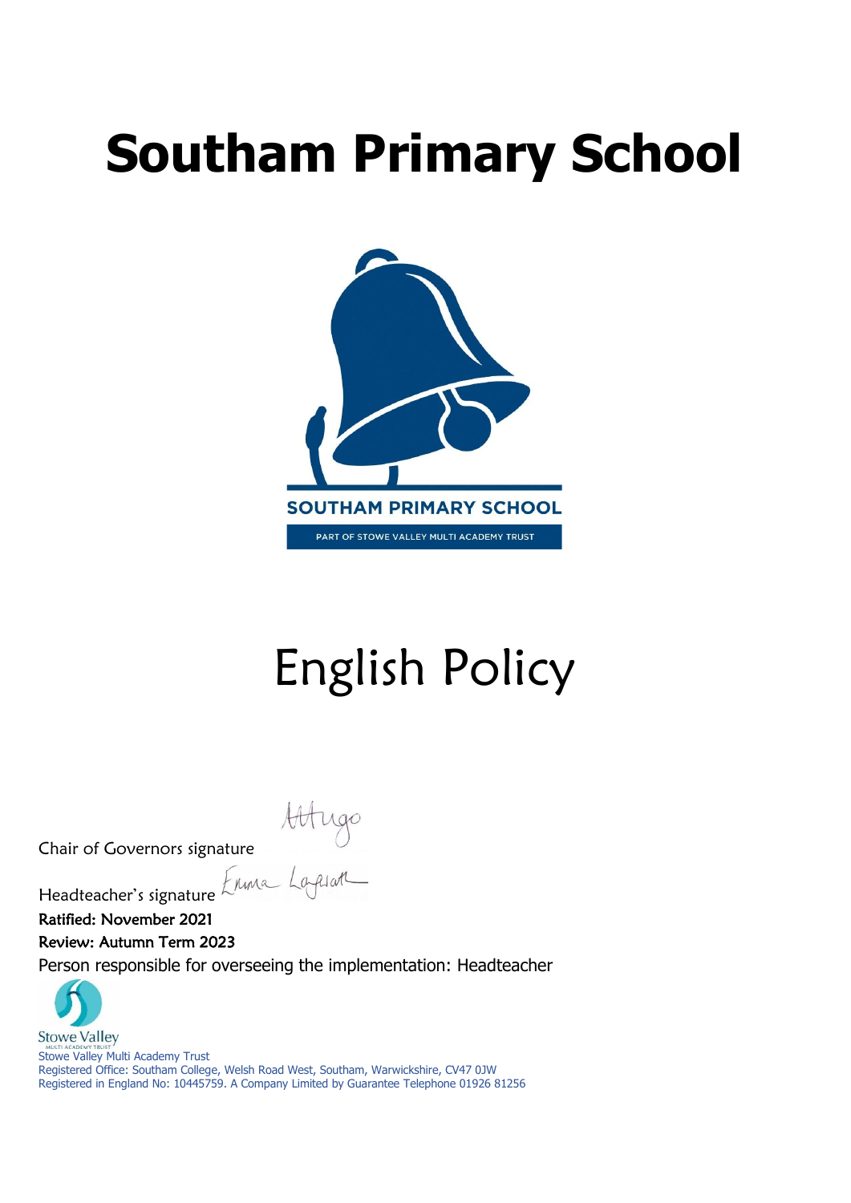# Southam Primary School

SOUTHAM PRIMARY SCHOOL

PART OF STOWE VALLEY MULTI ACADEMY TRUST

# English Policy

Chair of Governors signature

Headteacher's signature

**Ratified: November 2021**

**Review: Autumn Term 2023**

Person responsible for overseeing the implementation: Headteacher

Stowe Valley Multi Academy Trust
Registered Office: Southam College, Welsh Road West, Southam, Warwickshire, CV47 0JW
Registered in England No: 10445759. A Company Limited by Guarantee Telephone 01926 81256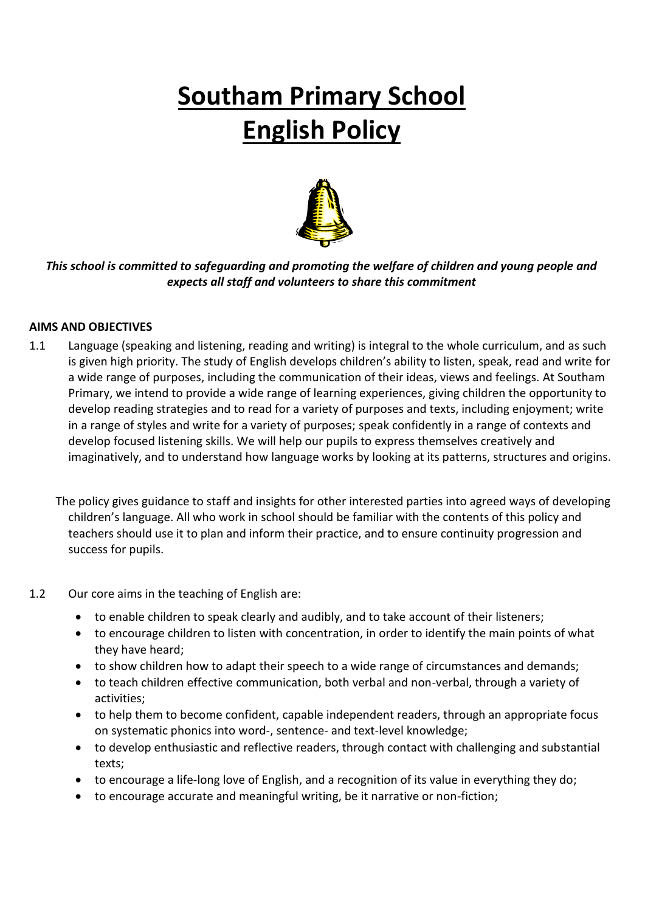# Southam Primary School
# English Policy

***This school is committed to safeguarding and promoting the welfare of children and young people and expects all staff and volunteers to share this commitment***

**AIMS AND OBJECTIVES**

1.1 Language (speaking and listening, reading and writing) is integral to the whole curriculum, and as such is given high priority. The study of English develops children's ability to listen, speak, read and write for a wide range of purposes, including the communication of their ideas, views and feelings. At Southam Primary, we intend to provide a wide range of learning experiences, giving children the opportunity to develop reading strategies and to read for a variety of purposes and texts, including enjoyment; write in a range of styles and write for a variety of purposes; speak confidently in a range of contexts and develop focused listening skills. We will help our pupils to express themselves creatively and imaginatively, and to understand how language works by looking at its patterns, structures and origins.

The policy gives guidance to staff and insights for other interested parties into agreed ways of developing children's language. All who work in school should be familiar with the contents of this policy and teachers should use it to plan and inform their practice, and to ensure continuity progression and success for pupils.

1.2 Our core aims in the teaching of English are:

- to enable children to speak clearly and audibly, and to take account of their listeners;
- to encourage children to listen with concentration, in order to identify the main points of what they have heard;
- to show children how to adapt their speech to a wide range of circumstances and demands;
- to teach children effective communication, both verbal and non-verbal, through a variety of activities;
- to help them to become confident, capable independent readers, through an appropriate focus on systematic phonics into word-, sentence- and text-level knowledge;
- to develop enthusiastic and reflective readers, through contact with challenging and substantial texts;
- to encourage a life-long love of English, and a recognition of its value in everything they do;
- to encourage accurate and meaningful writing, be it narrative or non-fiction;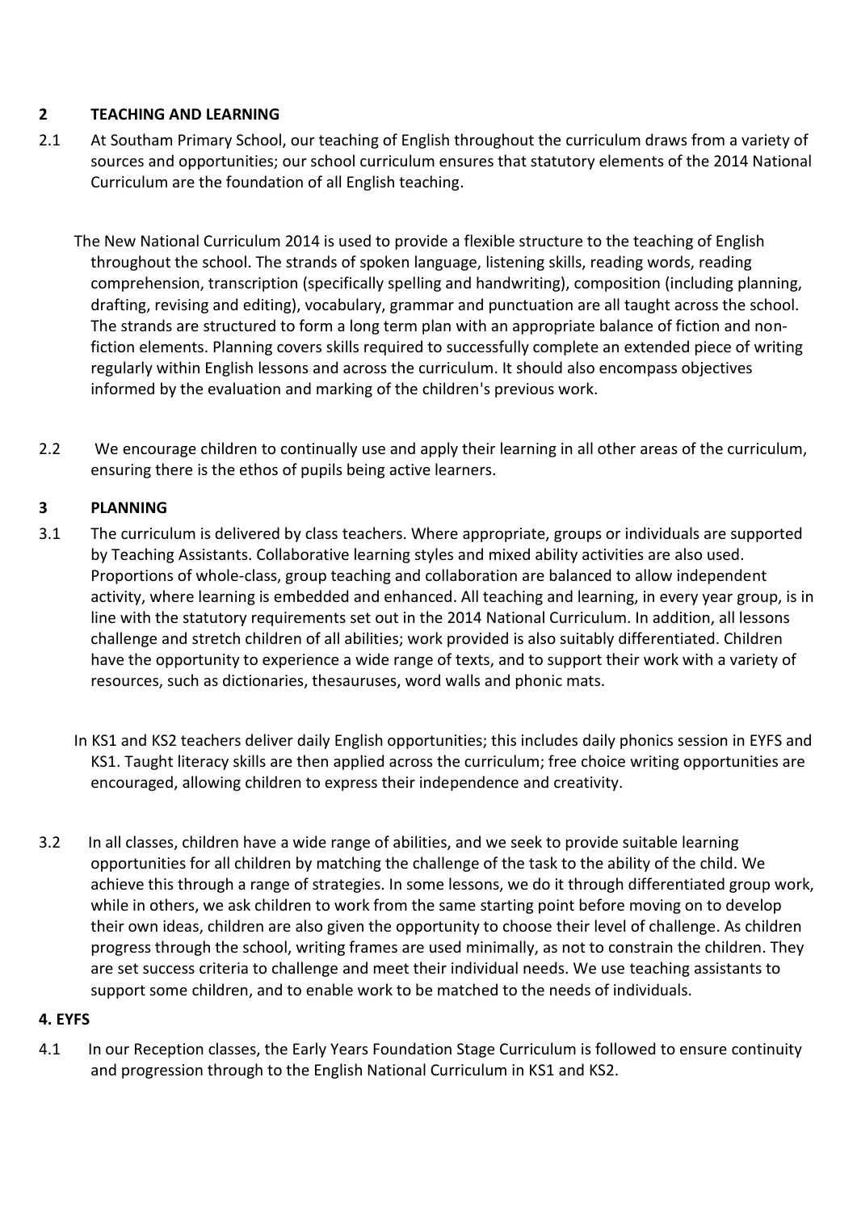## 2 TEACHING AND LEARNING

2.1 At Southam Primary School, our teaching of English throughout the curriculum draws from a variety of sources and opportunities; our school curriculum ensures that statutory elements of the 2014 National Curriculum are the foundation of all English teaching.

The New National Curriculum 2014 is used to provide a flexible structure to the teaching of English throughout the school. The strands of spoken language, listening skills, reading words, reading comprehension, transcription (specifically spelling and handwriting), composition (including planning, drafting, revising and editing), vocabulary, grammar and punctuation are all taught across the school. The strands are structured to form a long term plan with an appropriate balance of fiction and non-fiction elements. Planning covers skills required to successfully complete an extended piece of writing regularly within English lessons and across the curriculum. It should also encompass objectives informed by the evaluation and marking of the children's previous work.

2.2 We encourage children to continually use and apply their learning in all other areas of the curriculum, ensuring there is the ethos of pupils being active learners.

## 3 PLANNING

3.1 The curriculum is delivered by class teachers. Where appropriate, groups or individuals are supported by Teaching Assistants. Collaborative learning styles and mixed ability activities are also used. Proportions of whole-class, group teaching and collaboration are balanced to allow independent activity, where learning is embedded and enhanced. All teaching and learning, in every year group, is in line with the statutory requirements set out in the 2014 National Curriculum. In addition, all lessons challenge and stretch children of all abilities; work provided is also suitably differentiated. Children have the opportunity to experience a wide range of texts, and to support their work with a variety of resources, such as dictionaries, thesauruses, word walls and phonic mats.

In KS1 and KS2 teachers deliver daily English opportunities; this includes daily phonics session in EYFS and KS1. Taught literacy skills are then applied across the curriculum; free choice writing opportunities are encouraged, allowing children to express their independence and creativity.

3.2 In all classes, children have a wide range of abilities, and we seek to provide suitable learning opportunities for all children by matching the challenge of the task to the ability of the child. We achieve this through a range of strategies. In some lessons, we do it through differentiated group work, while in others, we ask children to work from the same starting point before moving on to develop their own ideas, children are also given the opportunity to choose their level of challenge. As children progress through the school, writing frames are used minimally, as not to constrain the children. They are set success criteria to challenge and meet their individual needs. We use teaching assistants to support some children, and to enable work to be matched to the needs of individuals.

## 4. EYFS

4.1 In our Reception classes, the Early Years Foundation Stage Curriculum is followed to ensure continuity and progression through to the English National Curriculum in KS1 and KS2.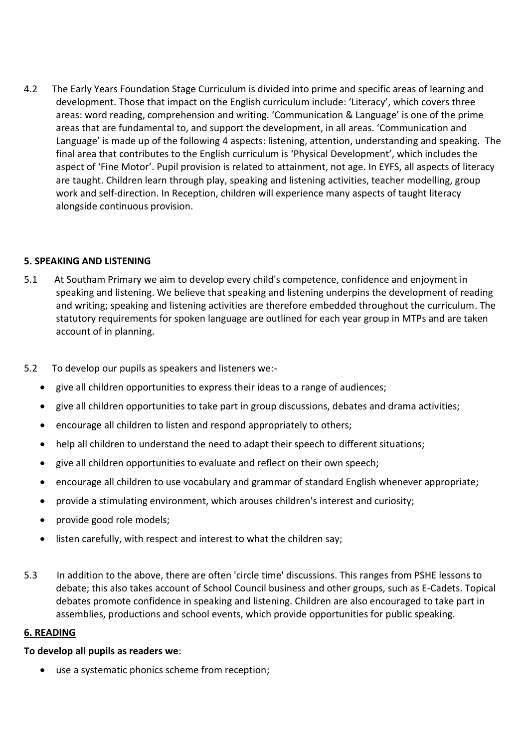4.2 The Early Years Foundation Stage Curriculum is divided into prime and specific areas of learning and development. Those that impact on the English curriculum include: 'Literacy', which covers three areas: word reading, comprehension and writing. 'Communication & Language' is one of the prime areas that are fundamental to, and support the development, in all areas. 'Communication and Language' is made up of the following 4 aspects: listening, attention, understanding and speaking. The final area that contributes to the English curriculum is 'Physical Development', which includes the aspect of 'Fine Motor'. Pupil provision is related to attainment, not age. In EYFS, all aspects of literacy are taught. Children learn through play, speaking and listening activities, teacher modelling, group work and self-direction. In Reception, children will experience many aspects of taught literacy alongside continuous provision.

## 5. SPEAKING AND LISTENING

5.1 At Southam Primary we aim to develop every child's competence, confidence and enjoyment in speaking and listening. We believe that speaking and listening underpins the development of reading and writing; speaking and listening activities are therefore embedded throughout the curriculum. The statutory requirements for spoken language are outlined for each year group in MTPs and are taken account of in planning.

5.2 To develop our pupils as speakers and listeners we:-

- give all children opportunities to express their ideas to a range of audiences;
- give all children opportunities to take part in group discussions, debates and drama activities;
- encourage all children to listen and respond appropriately to others;
- help all children to understand the need to adapt their speech to different situations;
- give all children opportunities to evaluate and reflect on their own speech;
- encourage all children to use vocabulary and grammar of standard English whenever appropriate;
- provide a stimulating environment, which arouses children's interest and curiosity;
- provide good role models;
- listen carefully, with respect and interest to what the children say;

5.3 In addition to the above, there are often 'circle time' discussions. This ranges from PSHE lessons to debate; this also takes account of School Council business and other groups, such as E-Cadets. Topical debates promote confidence in speaking and listening. Children are also encouraged to take part in assemblies, productions and school events, which provide opportunities for public speaking.

## 6. READING

**To develop all pupils as readers we**:

- use a systematic phonics scheme from reception;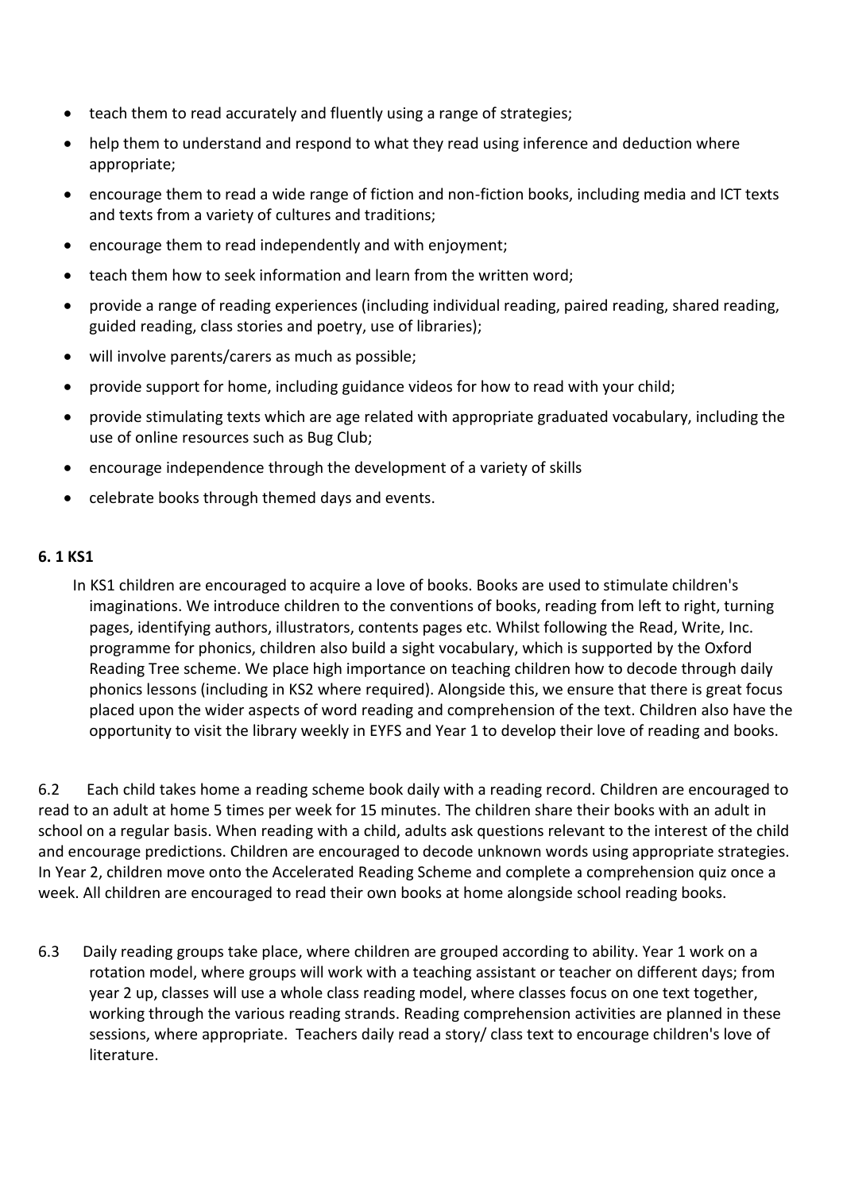- teach them to read accurately and fluently using a range of strategies;
- help them to understand and respond to what they read using inference and deduction where appropriate;
- encourage them to read a wide range of fiction and non-fiction books, including media and ICT texts and texts from a variety of cultures and traditions;
- encourage them to read independently and with enjoyment;
- teach them how to seek information and learn from the written word;
- provide a range of reading experiences (including individual reading, paired reading, shared reading, guided reading, class stories and poetry, use of libraries);
- will involve parents/carers as much as possible;
- provide support for home, including guidance videos for how to read with your child;
- provide stimulating texts which are age related with appropriate graduated vocabulary, including the use of online resources such as Bug Club;
- encourage independence through the development of a variety of skills
- celebrate books through themed days and events.

**6. 1 KS1**

In KS1 children are encouraged to acquire a love of books. Books are used to stimulate children's imaginations. We introduce children to the conventions of books, reading from left to right, turning pages, identifying authors, illustrators, contents pages etc. Whilst following the Read, Write, Inc. programme for phonics, children also build a sight vocabulary, which is supported by the Oxford Reading Tree scheme. We place high importance on teaching children how to decode through daily phonics lessons (including in KS2 where required). Alongside this, we ensure that there is great focus placed upon the wider aspects of word reading and comprehension of the text. Children also have the opportunity to visit the library weekly in EYFS and Year 1 to develop their love of reading and books.

6.2 Each child takes home a reading scheme book daily with a reading record. Children are encouraged to read to an adult at home 5 times per week for 15 minutes. The children share their books with an adult in school on a regular basis. When reading with a child, adults ask questions relevant to the interest of the child and encourage predictions. Children are encouraged to decode unknown words using appropriate strategies. In Year 2, children move onto the Accelerated Reading Scheme and complete a comprehension quiz once a week. All children are encouraged to read their own books at home alongside school reading books.

6.3 Daily reading groups take place, where children are grouped according to ability. Year 1 work on a rotation model, where groups will work with a teaching assistant or teacher on different days; from year 2 up, classes will use a whole class reading model, where classes focus on one text together, working through the various reading strands. Reading comprehension activities are planned in these sessions, where appropriate. Teachers daily read a story/ class text to encourage children's love of literature.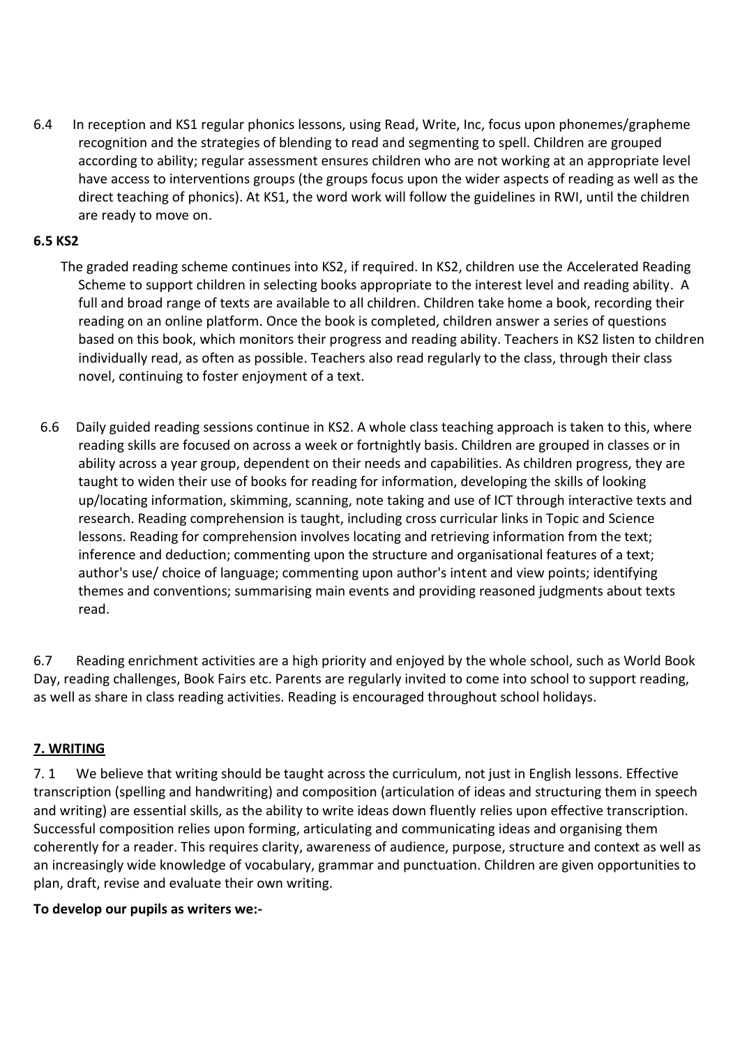6.4 In reception and KS1 regular phonics lessons, using Read, Write, Inc, focus upon phonemes/grapheme recognition and the strategies of blending to read and segmenting to spell. Children are grouped according to ability; regular assessment ensures children who are not working at an appropriate level have access to interventions groups (the groups focus upon the wider aspects of reading as well as the direct teaching of phonics). At KS1, the word work will follow the guidelines in RWI, until the children are ready to move on.

**6.5 KS2**

The graded reading scheme continues into KS2, if required. In KS2, children use the Accelerated Reading Scheme to support children in selecting books appropriate to the interest level and reading ability. A full and broad range of texts are available to all children. Children take home a book, recording their reading on an online platform. Once the book is completed, children answer a series of questions based on this book, which monitors their progress and reading ability. Teachers in KS2 listen to children individually read, as often as possible. Teachers also read regularly to the class, through their class novel, continuing to foster enjoyment of a text.

6.6 Daily guided reading sessions continue in KS2. A whole class teaching approach is taken to this, where reading skills are focused on across a week or fortnightly basis. Children are grouped in classes or in ability across a year group, dependent on their needs and capabilities. As children progress, they are taught to widen their use of books for reading for information, developing the skills of looking up/locating information, skimming, scanning, note taking and use of ICT through interactive texts and research. Reading comprehension is taught, including cross curricular links in Topic and Science lessons. Reading for comprehension involves locating and retrieving information from the text; inference and deduction; commenting upon the structure and organisational features of a text; author's use/ choice of language; commenting upon author's intent and view points; identifying themes and conventions; summarising main events and providing reasoned judgments about texts read.

6.7 Reading enrichment activities are a high priority and enjoyed by the whole school, such as World Book Day, reading challenges, Book Fairs etc. Parents are regularly invited to come into school to support reading, as well as share in class reading activities. Reading is encouraged throughout school holidays.

## 7. WRITING

7. 1 We believe that writing should be taught across the curriculum, not just in English lessons. Effective transcription (spelling and handwriting) and composition (articulation of ideas and structuring them in speech and writing) are essential skills, as the ability to write ideas down fluently relies upon effective transcription. Successful composition relies upon forming, articulating and communicating ideas and organising them coherently for a reader. This requires clarity, awareness of audience, purpose, structure and context as well as an increasingly wide knowledge of vocabulary, grammar and punctuation. Children are given opportunities to plan, draft, revise and evaluate their own writing.

**To develop our pupils as writers we:-**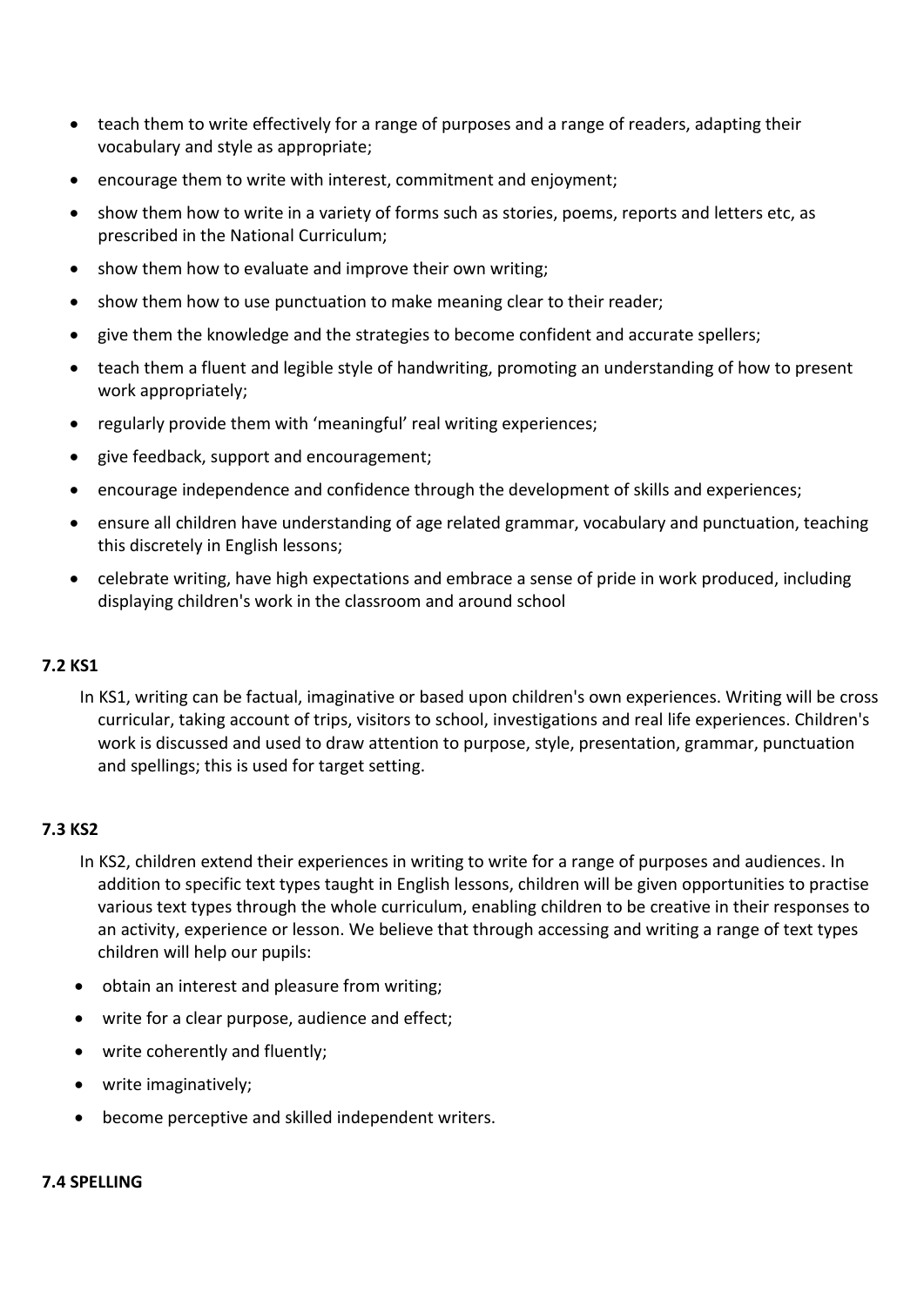- teach them to write effectively for a range of purposes and a range of readers, adapting their vocabulary and style as appropriate;
- encourage them to write with interest, commitment and enjoyment;
- show them how to write in a variety of forms such as stories, poems, reports and letters etc, as prescribed in the National Curriculum;
- show them how to evaluate and improve their own writing;
- show them how to use punctuation to make meaning clear to their reader;
- give them the knowledge and the strategies to become confident and accurate spellers;
- teach them a fluent and legible style of handwriting, promoting an understanding of how to present work appropriately;
- regularly provide them with 'meaningful' real writing experiences;
- give feedback, support and encouragement;
- encourage independence and confidence through the development of skills and experiences;
- ensure all children have understanding of age related grammar, vocabulary and punctuation, teaching this discretely in English lessons;
- celebrate writing, have high expectations and embrace a sense of pride in work produced, including displaying children's work in the classroom and around school

### 7.2 KS1

In KS1, writing can be factual, imaginative or based upon children's own experiences. Writing will be cross curricular, taking account of trips, visitors to school, investigations and real life experiences. Children's work is discussed and used to draw attention to purpose, style, presentation, grammar, punctuation and spellings; this is used for target setting.

### 7.3 KS2

In KS2, children extend their experiences in writing to write for a range of purposes and audiences. In addition to specific text types taught in English lessons, children will be given opportunities to practise various text types through the whole curriculum, enabling children to be creative in their responses to an activity, experience or lesson. We believe that through accessing and writing a range of text types children will help our pupils:

- obtain an interest and pleasure from writing;
- write for a clear purpose, audience and effect;
- write coherently and fluently;
- write imaginatively;
- become perceptive and skilled independent writers.

### 7.4 SPELLING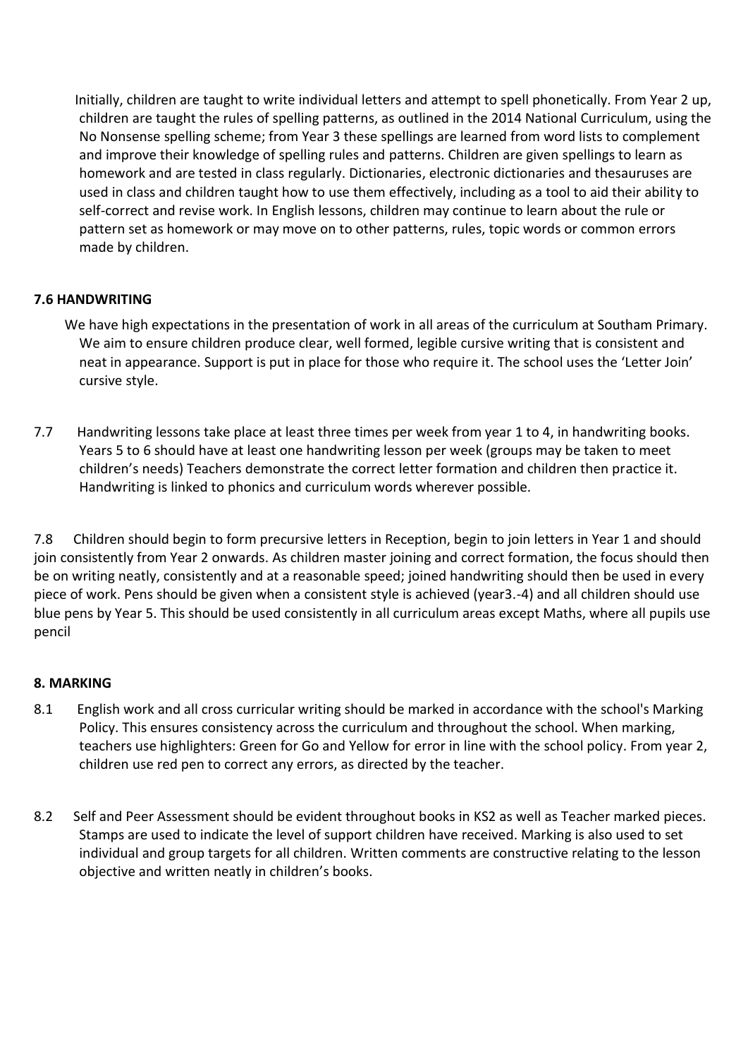Initially, children are taught to write individual letters and attempt to spell phonetically. From Year 2 up, children are taught the rules of spelling patterns, as outlined in the 2014 National Curriculum, using the No Nonsense spelling scheme; from Year 3 these spellings are learned from word lists to complement and improve their knowledge of spelling rules and patterns. Children are given spellings to learn as homework and are tested in class regularly. Dictionaries, electronic dictionaries and thesauruses are used in class and children taught how to use them effectively, including as a tool to aid their ability to self-correct and revise work. In English lessons, children may continue to learn about the rule or pattern set as homework or may move on to other patterns, rules, topic words or common errors made by children.

### 7.6 HANDWRITING

We have high expectations in the presentation of work in all areas of the curriculum at Southam Primary. We aim to ensure children produce clear, well formed, legible cursive writing that is consistent and neat in appearance. Support is put in place for those who require it. The school uses the 'Letter Join' cursive style.

7.7 Handwriting lessons take place at least three times per week from year 1 to 4, in handwriting books. Years 5 to 6 should have at least one handwriting lesson per week (groups may be taken to meet children's needs) Teachers demonstrate the correct letter formation and children then practice it. Handwriting is linked to phonics and curriculum words wherever possible.

7.8 Children should begin to form precursive letters in Reception, begin to join letters in Year 1 and should join consistently from Year 2 onwards. As children master joining and correct formation, the focus should then be on writing neatly, consistently and at a reasonable speed; joined handwriting should then be used in every piece of work. Pens should be given when a consistent style is achieved (year3.-4) and all children should use blue pens by Year 5. This should be used consistently in all curriculum areas except Maths, where all pupils use pencil

### 8. MARKING

8.1 English work and all cross curricular writing should be marked in accordance with the school's Marking Policy. This ensures consistency across the curriculum and throughout the school. When marking, teachers use highlighters: Green for Go and Yellow for error in line with the school policy. From year 2, children use red pen to correct any errors, as directed by the teacher.

8.2 Self and Peer Assessment should be evident throughout books in KS2 as well as Teacher marked pieces. Stamps are used to indicate the level of support children have received. Marking is also used to set individual and group targets for all children. Written comments are constructive relating to the lesson objective and written neatly in children's books.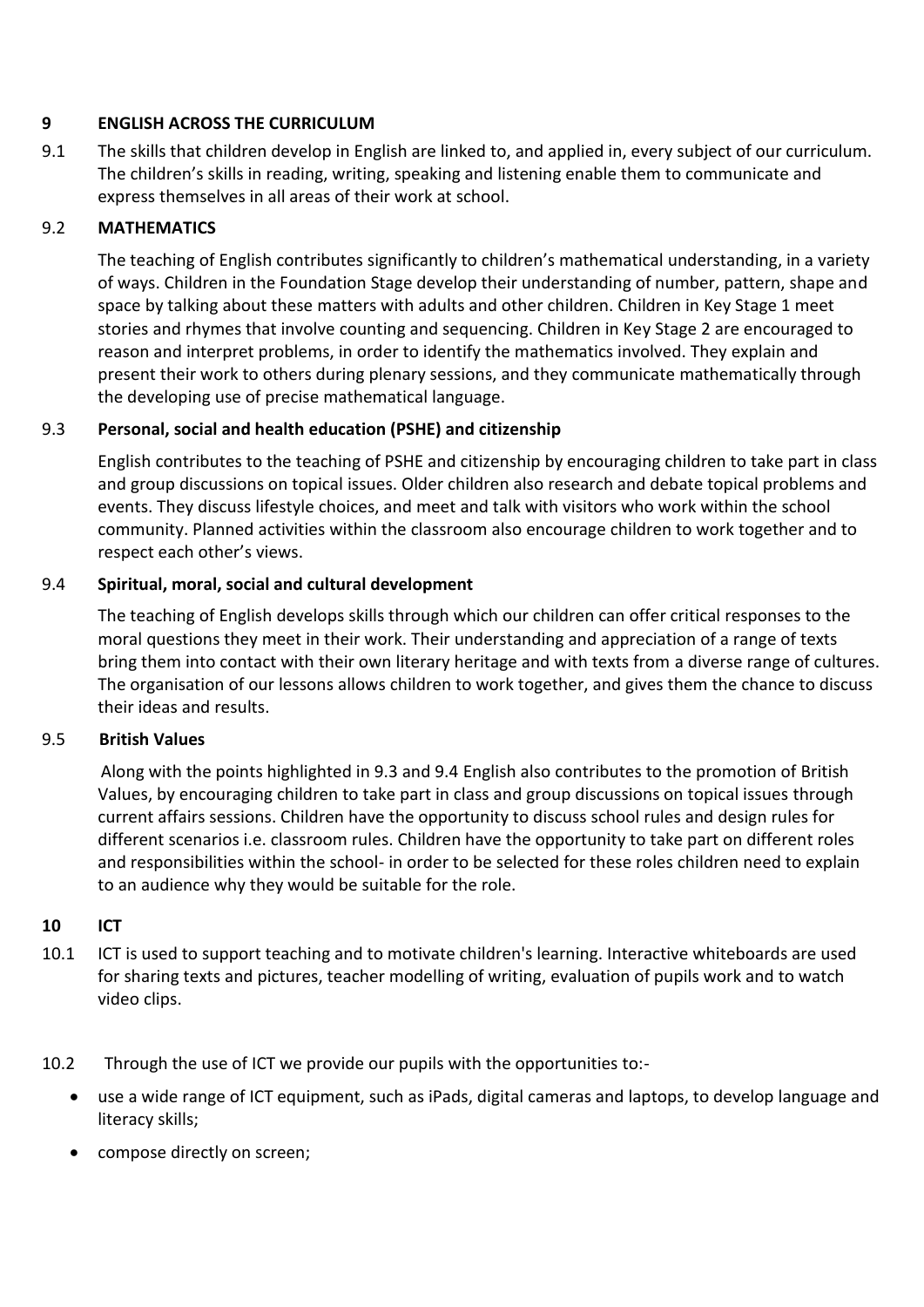## 9 ENGLISH ACROSS THE CURRICULUM

9.1 The skills that children develop in English are linked to, and applied in, every subject of our curriculum. The children's skills in reading, writing, speaking and listening enable them to communicate and express themselves in all areas of their work at school.

### 9.2 MATHEMATICS

The teaching of English contributes significantly to children's mathematical understanding, in a variety of ways. Children in the Foundation Stage develop their understanding of number, pattern, shape and space by talking about these matters with adults and other children. Children in Key Stage 1 meet stories and rhymes that involve counting and sequencing. Children in Key Stage 2 are encouraged to reason and interpret problems, in order to identify the mathematics involved. They explain and present their work to others during plenary sessions, and they communicate mathematically through the developing use of precise mathematical language.

### 9.3 Personal, social and health education (PSHE) and citizenship

English contributes to the teaching of PSHE and citizenship by encouraging children to take part in class and group discussions on topical issues. Older children also research and debate topical problems and events. They discuss lifestyle choices, and meet and talk with visitors who work within the school community. Planned activities within the classroom also encourage children to work together and to respect each other's views.

### 9.4 Spiritual, moral, social and cultural development

The teaching of English develops skills through which our children can offer critical responses to the moral questions they meet in their work. Their understanding and appreciation of a range of texts bring them into contact with their own literary heritage and with texts from a diverse range of cultures. The organisation of our lessons allows children to work together, and gives them the chance to discuss their ideas and results.

### 9.5 British Values

Along with the points highlighted in 9.3 and 9.4 English also contributes to the promotion of British Values, by encouraging children to take part in class and group discussions on topical issues through current affairs sessions. Children have the opportunity to discuss school rules and design rules for different scenarios i.e. classroom rules. Children have the opportunity to take part on different roles and responsibilities within the school- in order to be selected for these roles children need to explain to an audience why they would be suitable for the role.

## 10 ICT

10.1 ICT is used to support teaching and to motivate children's learning. Interactive whiteboards are used for sharing texts and pictures, teacher modelling of writing, evaluation of pupils work and to watch video clips.

10.2 Through the use of ICT we provide our pupils with the opportunities to:-

- use a wide range of ICT equipment, such as iPads, digital cameras and laptops, to develop language and literacy skills;
- compose directly on screen;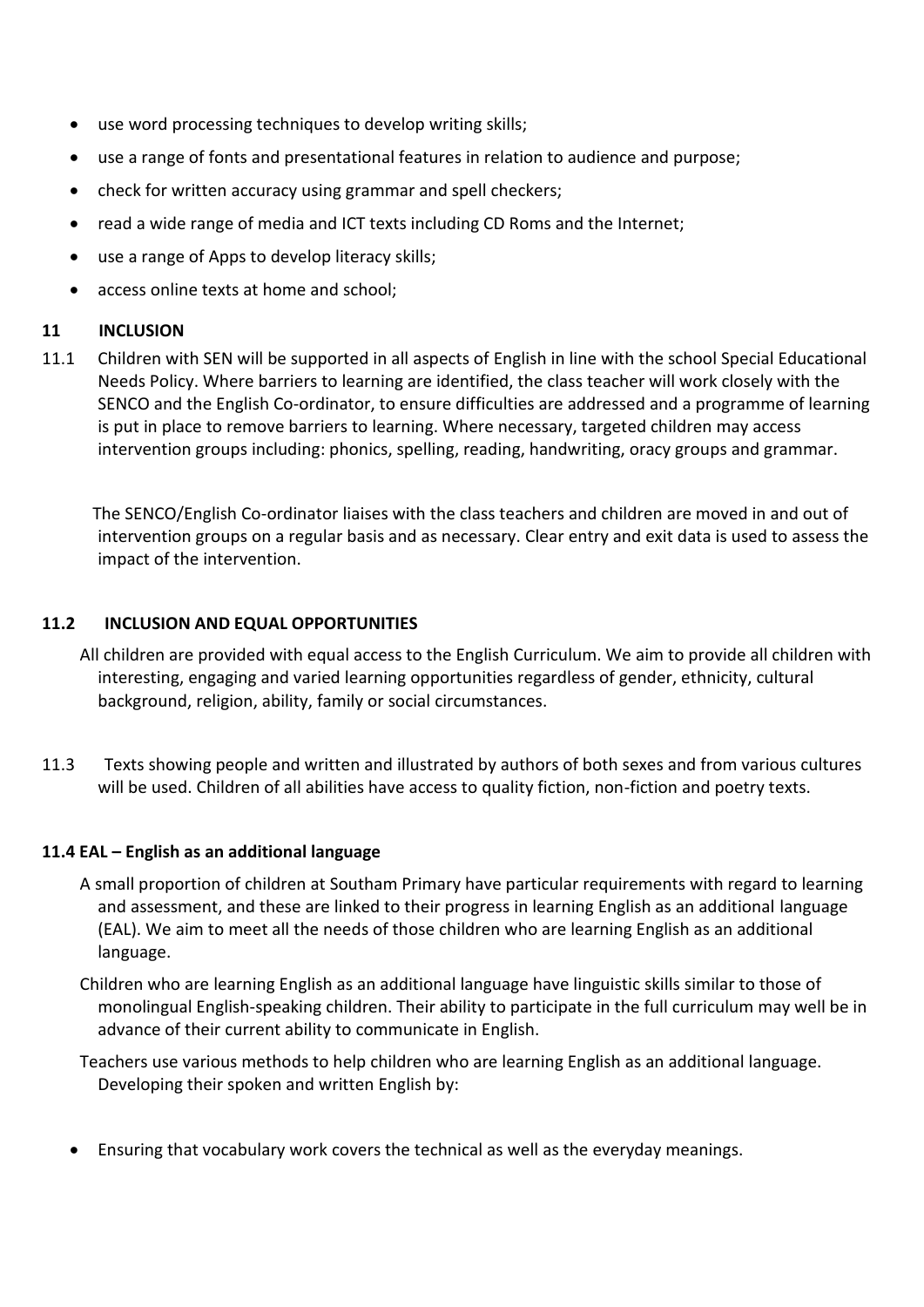- use word processing techniques to develop writing skills;
- use a range of fonts and presentational features in relation to audience and purpose;
- check for written accuracy using grammar and spell checkers;
- read a wide range of media and ICT texts including CD Roms and the Internet;
- use a range of Apps to develop literacy skills;
- access online texts at home and school;

## 11 INCLUSION

11.1 Children with SEN will be supported in all aspects of English in line with the school Special Educational Needs Policy. Where barriers to learning are identified, the class teacher will work closely with the SENCO and the English Co-ordinator, to ensure difficulties are addressed and a programme of learning is put in place to remove barriers to learning. Where necessary, targeted children may access intervention groups including: phonics, spelling, reading, handwriting, oracy groups and grammar.

The SENCO/English Co-ordinator liaises with the class teachers and children are moved in and out of intervention groups on a regular basis and as necessary. Clear entry and exit data is used to assess the impact of the intervention.

### 11.2 INCLUSION AND EQUAL OPPORTUNITIES

All children are provided with equal access to the English Curriculum. We aim to provide all children with interesting, engaging and varied learning opportunities regardless of gender, ethnicity, cultural background, religion, ability, family or social circumstances.

11.3 Texts showing people and written and illustrated by authors of both sexes and from various cultures will be used. Children of all abilities have access to quality fiction, non-fiction and poetry texts.

### 11.4 EAL – English as an additional language

A small proportion of children at Southam Primary have particular requirements with regard to learning and assessment, and these are linked to their progress in learning English as an additional language (EAL). We aim to meet all the needs of those children who are learning English as an additional language.

Children who are learning English as an additional language have linguistic skills similar to those of monolingual English-speaking children. Their ability to participate in the full curriculum may well be in advance of their current ability to communicate in English.

Teachers use various methods to help children who are learning English as an additional language. Developing their spoken and written English by:

- Ensuring that vocabulary work covers the technical as well as the everyday meanings.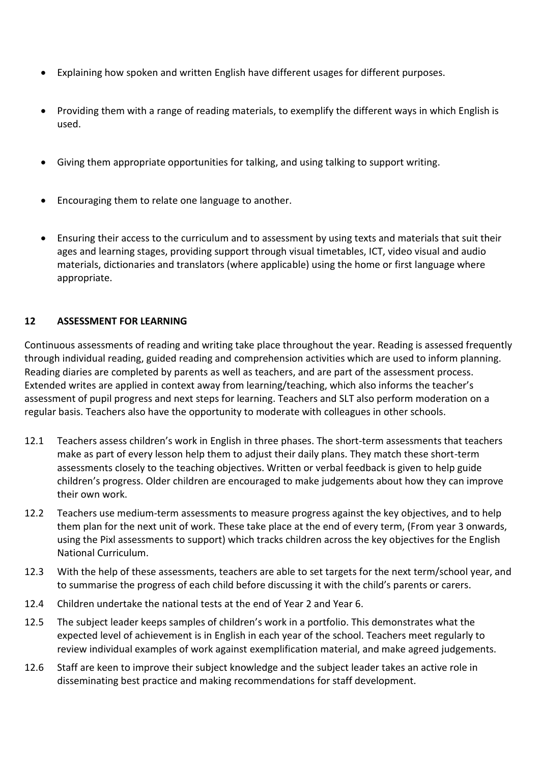- Explaining how spoken and written English have different usages for different purposes.
- Providing them with a range of reading materials, to exemplify the different ways in which English is used.
- Giving them appropriate opportunities for talking, and using talking to support writing.
- Encouraging them to relate one language to another.
- Ensuring their access to the curriculum and to assessment by using texts and materials that suit their ages and learning stages, providing support through visual timetables, ICT, video visual and audio materials, dictionaries and translators (where applicable) using the home or first language where appropriate.

## 12 ASSESSMENT FOR LEARNING

Continuous assessments of reading and writing take place throughout the year. Reading is assessed frequently through individual reading, guided reading and comprehension activities which are used to inform planning. Reading diaries are completed by parents as well as teachers, and are part of the assessment process. Extended writes are applied in context away from learning/teaching, which also informs the teacher's assessment of pupil progress and next steps for learning. Teachers and SLT also perform moderation on a regular basis. Teachers also have the opportunity to moderate with colleagues in other schools.

12.1 Teachers assess children's work in English in three phases. The short-term assessments that teachers make as part of every lesson help them to adjust their daily plans. They match these short-term assessments closely to the teaching objectives. Written or verbal feedback is given to help guide children's progress. Older children are encouraged to make judgements about how they can improve their own work.

12.2 Teachers use medium-term assessments to measure progress against the key objectives, and to help them plan for the next unit of work. These take place at the end of every term, (From year 3 onwards, using the Pixl assessments to support) which tracks children across the key objectives for the English National Curriculum.

12.3 With the help of these assessments, teachers are able to set targets for the next term/school year, and to summarise the progress of each child before discussing it with the child's parents or carers.

12.4 Children undertake the national tests at the end of Year 2 and Year 6.

12.5 The subject leader keeps samples of children's work in a portfolio. This demonstrates what the expected level of achievement is in English in each year of the school. Teachers meet regularly to review individual examples of work against exemplification material, and make agreed judgements.

12.6 Staff are keen to improve their subject knowledge and the subject leader takes an active role in disseminating best practice and making recommendations for staff development.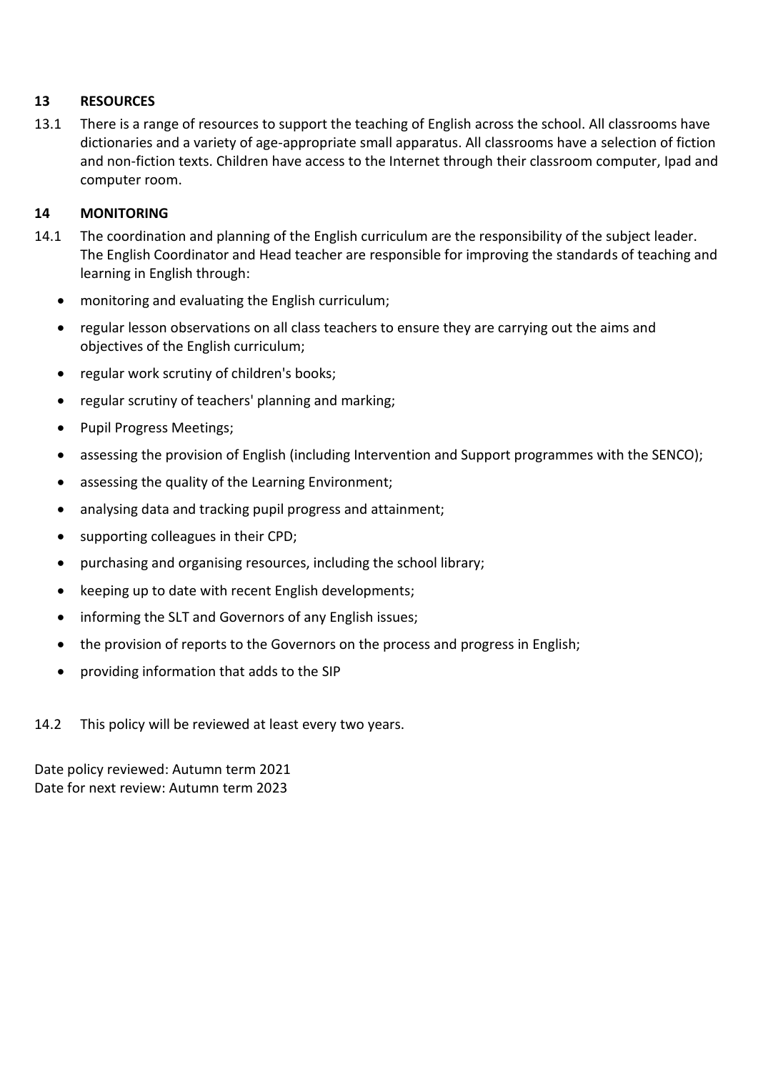## 13 RESOURCES

13.1 There is a range of resources to support the teaching of English across the school. All classrooms have dictionaries and a variety of age-appropriate small apparatus. All classrooms have a selection of fiction and non-fiction texts. Children have access to the Internet through their classroom computer, Ipad and computer room.

## 14 MONITORING

14.1 The coordination and planning of the English curriculum are the responsibility of the subject leader. The English Coordinator and Head teacher are responsible for improving the standards of teaching and learning in English through:

- monitoring and evaluating the English curriculum;
- regular lesson observations on all class teachers to ensure they are carrying out the aims and objectives of the English curriculum;
- regular work scrutiny of children's books;
- regular scrutiny of teachers' planning and marking;
- Pupil Progress Meetings;
- assessing the provision of English (including Intervention and Support programmes with the SENCO);
- assessing the quality of the Learning Environment;
- analysing data and tracking pupil progress and attainment;
- supporting colleagues in their CPD;
- purchasing and organising resources, including the school library;
- keeping up to date with recent English developments;
- informing the SLT and Governors of any English issues;
- the provision of reports to the Governors on the process and progress in English;
- providing information that adds to the SIP

14.2 This policy will be reviewed at least every two years.

Date policy reviewed: Autumn term 2021
Date for next review: Autumn term 2023